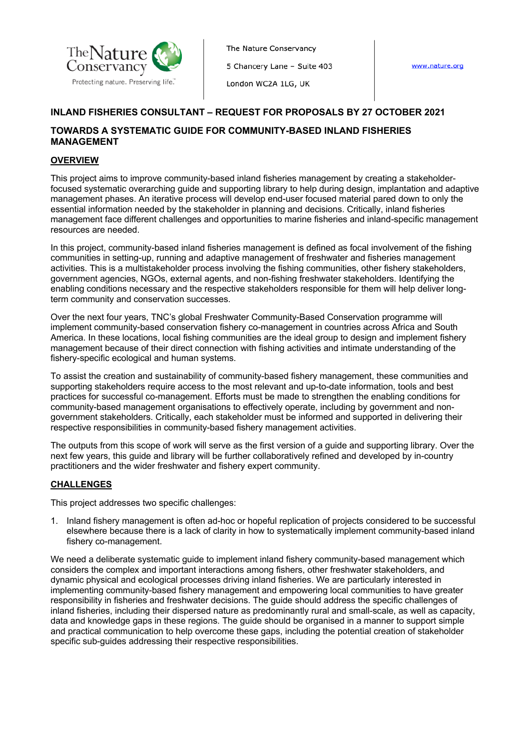The Nature Conservancy

5 Chancery Lane – Suite 403

London WC2A 1LG, UK

www.nature.org

# INLAND FISHERIES CONSULTANT – REQUEST FOR PROPOSALS BY 27 OCTOBER 2021

## TOWARDS A SYSTEMATIC GUIDE FOR COMMUNITY-BASED INLAND FISHERIES MANAGEMENT

### OVERVIEW

This project aims to improve community-based inland fisheries management by creating a stakeholder-focused systematic overarching guide and supporting library to help during design, implantation and adaptive management phases. An iterative process will develop end-user focused material pared down to only the essential information needed by the stakeholder in planning and decisions. Critically, inland fisheries management face different challenges and opportunities to marine fisheries and inland-specific management resources are needed.

In this project, community-based inland fisheries management is defined as focal involvement of the fishing communities in setting-up, running and adaptive management of freshwater and fisheries management activities. This is a multistakeholder process involving the fishing communities, other fishery stakeholders, government agencies, NGOs, external agents, and non-fishing freshwater stakeholders. Identifying the enabling conditions necessary and the respective stakeholders responsible for them will help deliver long-term community and conservation successes.

Over the next four years, TNC's global Freshwater Community-Based Conservation programme will implement community-based conservation fishery co-management in countries across Africa and South America. In these locations, local fishing communities are the ideal group to design and implement fishery management because of their direct connection with fishing activities and intimate understanding of the fishery-specific ecological and human systems.

To assist the creation and sustainability of community-based fishery management, these communities and supporting stakeholders require access to the most relevant and up-to-date information, tools and best practices for successful co-management. Efforts must be made to strengthen the enabling conditions for community-based management organisations to effectively operate, including by government and non-government stakeholders. Critically, each stakeholder must be informed and supported in delivering their respective responsibilities in community-based fishery management activities.

The outputs from this scope of work will serve as the first version of a guide and supporting library. Over the next few years, this guide and library will be further collaboratively refined and developed by in-country practitioners and the wider freshwater and fishery expert community.

### CHALLENGES

This project addresses two specific challenges:

1. Inland fishery management is often ad-hoc or hopeful replication of projects considered to be successful elsewhere because there is a lack of clarity in how to systematically implement community-based inland fishery co-management.

We need a deliberate systematic guide to implement inland fishery community-based management which considers the complex and important interactions among fishers, other freshwater stakeholders, and dynamic physical and ecological processes driving inland fisheries. We are particularly interested in implementing community-based fishery management and empowering local communities to have greater responsibility in fisheries and freshwater decisions. The guide should address the specific challenges of inland fisheries, including their dispersed nature as predominantly rural and small-scale, as well as capacity, data and knowledge gaps in these regions. The guide should be organised in a manner to support simple and practical communication to help overcome these gaps, including the potential creation of stakeholder specific sub-guides addressing their respective responsibilities.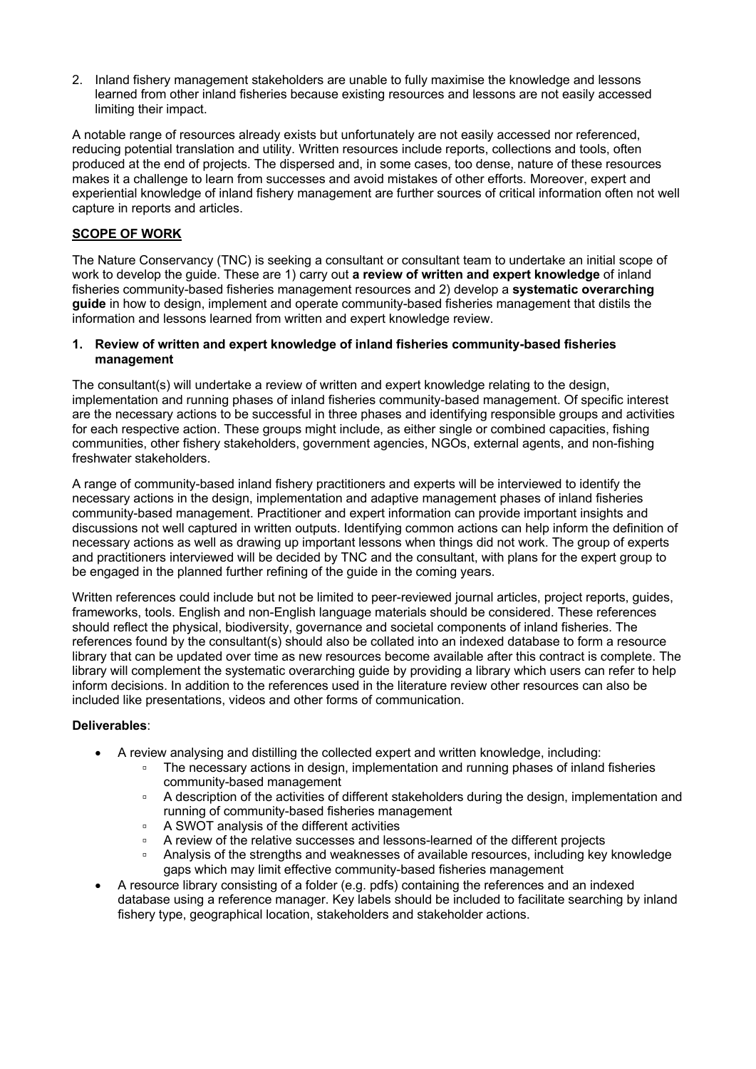2. Inland fishery management stakeholders are unable to fully maximise the knowledge and lessons learned from other inland fisheries because existing resources and lessons are not easily accessed limiting their impact.

A notable range of resources already exists but unfortunately are not easily accessed nor referenced, reducing potential translation and utility. Written resources include reports, collections and tools, often produced at the end of projects. The dispersed and, in some cases, too dense, nature of these resources makes it a challenge to learn from successes and avoid mistakes of other efforts. Moreover, expert and experiential knowledge of inland fishery management are further sources of critical information often not well capture in reports and articles.

## SCOPE OF WORK

The Nature Conservancy (TNC) is seeking a consultant or consultant team to undertake an initial scope of work to develop the guide. These are 1) carry out **a review of written and expert knowledge** of inland fisheries community-based fisheries management resources and 2) develop a **systematic overarching guide** in how to design, implement and operate community-based fisheries management that distils the information and lessons learned from written and expert knowledge review.

### 1. Review of written and expert knowledge of inland fisheries community-based fisheries management

The consultant(s) will undertake a review of written and expert knowledge relating to the design, implementation and running phases of inland fisheries community-based management. Of specific interest are the necessary actions to be successful in three phases and identifying responsible groups and activities for each respective action. These groups might include, as either single or combined capacities, fishing communities, other fishery stakeholders, government agencies, NGOs, external agents, and non-fishing freshwater stakeholders.

A range of community-based inland fishery practitioners and experts will be interviewed to identify the necessary actions in the design, implementation and adaptive management phases of inland fisheries community-based management. Practitioner and expert information can provide important insights and discussions not well captured in written outputs. Identifying common actions can help inform the definition of necessary actions as well as drawing up important lessons when things did not work. The group of experts and practitioners interviewed will be decided by TNC and the consultant, with plans for the expert group to be engaged in the planned further refining of the guide in the coming years.

Written references could include but not be limited to peer-reviewed journal articles, project reports, guides, frameworks, tools. English and non-English language materials should be considered. These references should reflect the physical, biodiversity, governance and societal components of inland fisheries. The references found by the consultant(s) should also be collated into an indexed database to form a resource library that can be updated over time as new resources become available after this contract is complete. The library will complement the systematic overarching guide by providing a library which users can refer to help inform decisions. In addition to the references used in the literature review other resources can also be included like presentations, videos and other forms of communication.

**Deliverables**:

- A review analysing and distilling the collected expert and written knowledge, including:
  - The necessary actions in design, implementation and running phases of inland fisheries community-based management
  - A description of the activities of different stakeholders during the design, implementation and running of community-based fisheries management
  - A SWOT analysis of the different activities
  - A review of the relative successes and lessons-learned of the different projects
  - Analysis of the strengths and weaknesses of available resources, including key knowledge gaps which may limit effective community-based fisheries management
- A resource library consisting of a folder (e.g. pdfs) containing the references and an indexed database using a reference manager. Key labels should be included to facilitate searching by inland fishery type, geographical location, stakeholders and stakeholder actions.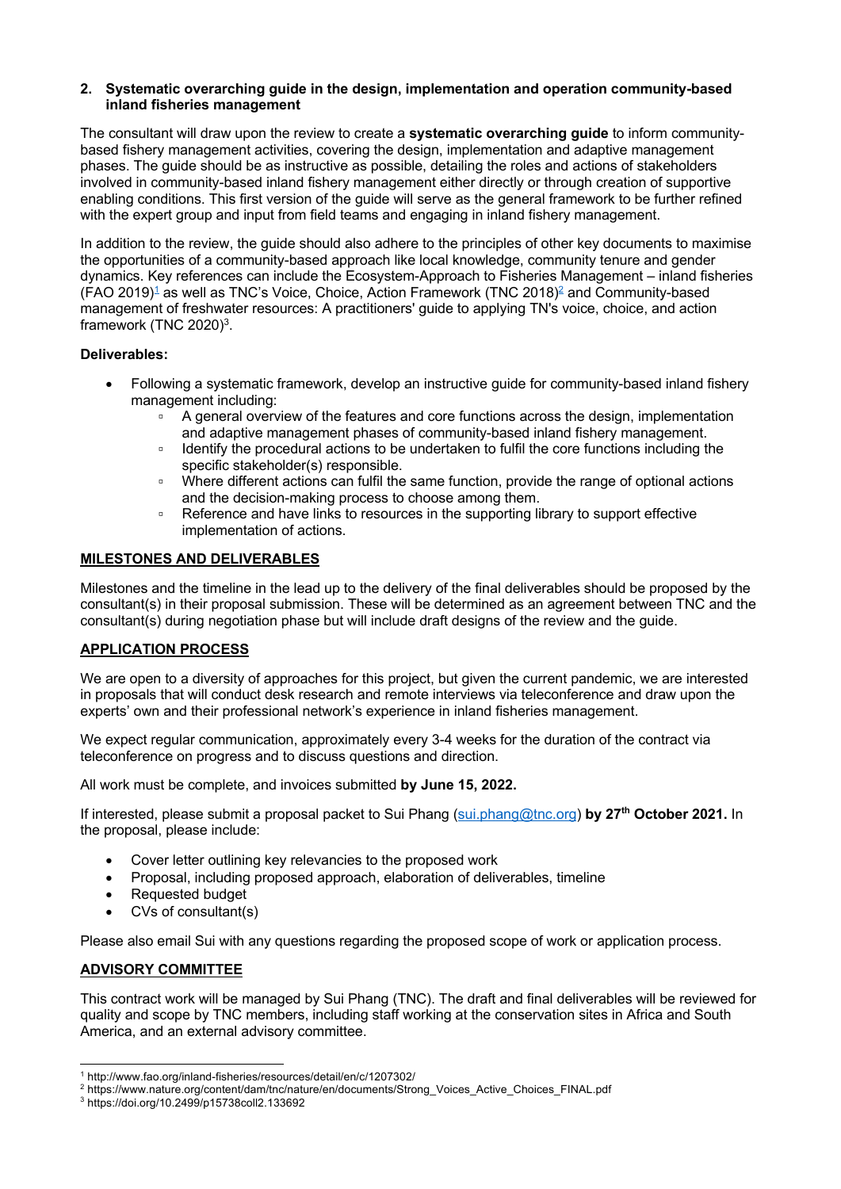## 2. Systematic overarching guide in the design, implementation and operation community-based inland fisheries management

The consultant will draw upon the review to create a **systematic overarching guide** to inform community-based fishery management activities, covering the design, implementation and adaptive management phases. The guide should be as instructive as possible, detailing the roles and actions of stakeholders involved in community-based inland fishery management either directly or through creation of supportive enabling conditions. This first version of the guide will serve as the general framework to be further refined with the expert group and input from field teams and engaging in inland fishery management.

In addition to the review, the guide should also adhere to the principles of other key documents to maximise the opportunities of a community-based approach like local knowledge, community tenure and gender dynamics. Key references can include the Ecosystem-Approach to Fisheries Management – inland fisheries (FAO 2019)[1] as well as TNC's Voice, Choice, Action Framework (TNC 2018)[2] and Community-based management of freshwater resources: A practitioners' guide to applying TN's voice, choice, and action framework (TNC 2020)[3].

**Deliverables:**

- Following a systematic framework, develop an instructive guide for community-based inland fishery management including:
  - A general overview of the features and core functions across the design, implementation and adaptive management phases of community-based inland fishery management.
  - Identify the procedural actions to be undertaken to fulfil the core functions including the specific stakeholder(s) responsible.
  - Where different actions can fulfil the same function, provide the range of optional actions and the decision-making process to choose among them.
  - Reference and have links to resources in the supporting library to support effective implementation of actions.

## MILESTONES AND DELIVERABLES

Milestones and the timeline in the lead up to the delivery of the final deliverables should be proposed by the consultant(s) in their proposal submission. These will be determined as an agreement between TNC and the consultant(s) during negotiation phase but will include draft designs of the review and the guide.

## APPLICATION PROCESS

We are open to a diversity of approaches for this project, but given the current pandemic, we are interested in proposals that will conduct desk research and remote interviews via teleconference and draw upon the experts' own and their professional network's experience in inland fisheries management.

We expect regular communication, approximately every 3-4 weeks for the duration of the contract via teleconference on progress and to discuss questions and direction.

All work must be complete, and invoices submitted **by June 15, 2022.**

If interested, please submit a proposal packet to Sui Phang (sui.phang@tnc.org) **by 27th October 2021.** In the proposal, please include:

- Cover letter outlining key relevancies to the proposed work
- Proposal, including proposed approach, elaboration of deliverables, timeline
- Requested budget
- CVs of consultant(s)

Please also email Sui with any questions regarding the proposed scope of work or application process.

## ADVISORY COMMITTEE

This contract work will be managed by Sui Phang (TNC). The draft and final deliverables will be reviewed for quality and scope by TNC members, including staff working at the conservation sites in Africa and South America, and an external advisory committee.

---

[1] http://www.fao.org/inland-fisheries/resources/detail/en/c/1207302/

[2] https://www.nature.org/content/dam/tnc/nature/en/documents/Strong_Voices_Active_Choices_FINAL.pdf

[3] https://doi.org/10.2499/p15738coll2.133692